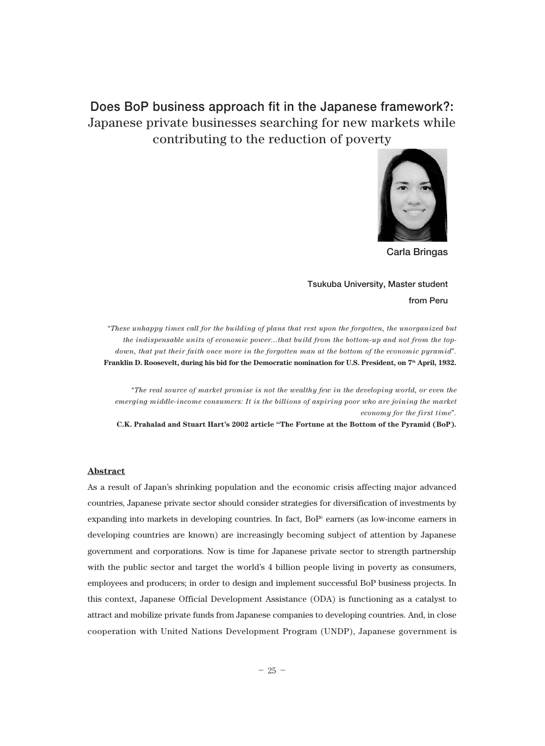# Does BoP business approach fit in the Japanese framework?: Japanese private businesses searching for new markets while contributing to the reduction of poverty

**Carla Bringas**

**Tsukuba University, Master student from Peru**

"*These unhappy times call for the building of plans that rest upon the forgotten, the unorganized but the indispensable units of economic power…that build from the bottom-up and not from the top-down, that put their faith once more in the forgotten man at the bottom of the economic pyramid*".
**Franklin D. Roosevelt, during his bid for the Democratic nomination for U.S. President, on 7th April, 1932.**

"*The real source of market promise is not the wealthy few in the developing world, or even the emerging middle-income consumers: It is the billions of aspiring poor who are joining the market economy for the first time*".
**C.K. Prahalad and Stuart Hart's 2002 article "The Fortune at the Bottom of the Pyramid (BoP).**

## Abstract

As a result of Japan's shrinking population and the economic crisis affecting major advanced countries, Japanese private sector should consider strategies for diversification of investments by expanding into markets in developing countries. In fact, BoP[1] earners (as low-income earners in developing countries are known) are increasingly becoming subject of attention by Japanese government and corporations. Now is time for Japanese private sector to strength partnership with the public sector and target the world's 4 billion people living in poverty as consumers, employees and producers; in order to design and implement successful BoP business projects. In this context, Japanese Official Development Assistance (ODA) is functioning as a catalyst to attract and mobilize private funds from Japanese companies to developing countries. And, in close cooperation with United Nations Development Program (UNDP), Japanese government is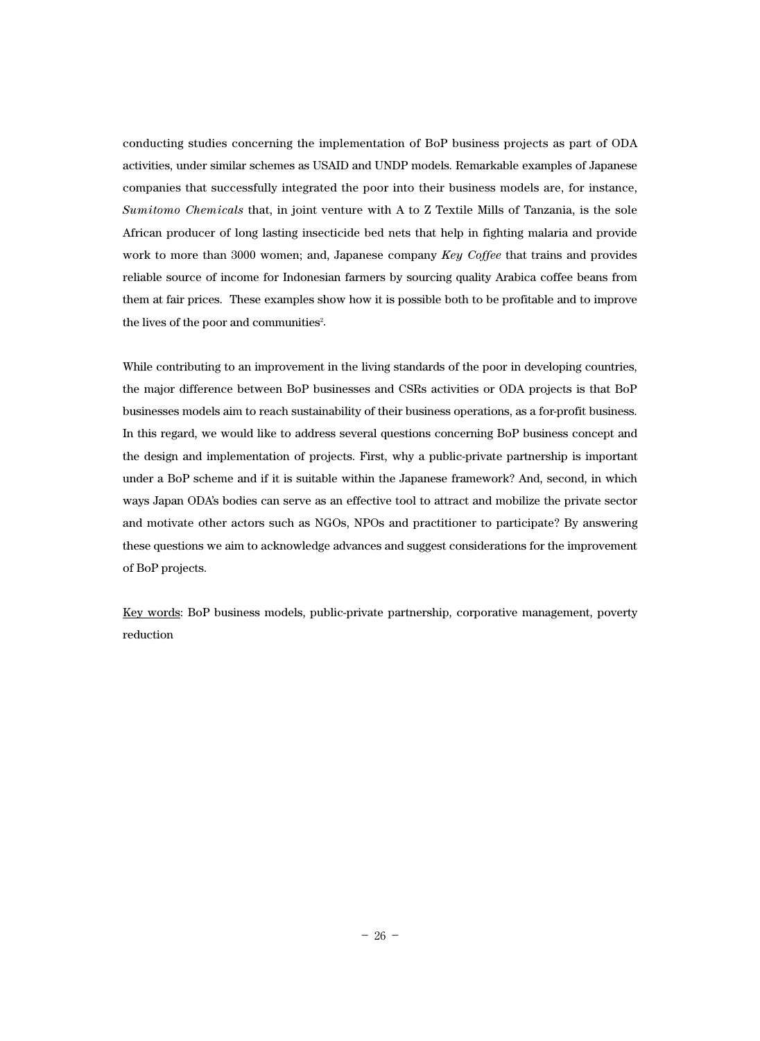conducting studies concerning the implementation of BoP business projects as part of ODA activities, under similar schemes as USAID and UNDP models. Remarkable examples of Japanese companies that successfully integrated the poor into their business models are, for instance, *Sumitomo Chemicals* that, in joint venture with A to Z Textile Mills of Tanzania, is the sole African producer of long lasting insecticide bed nets that help in fighting malaria and provide work to more than 3000 women; and, Japanese company *Key Coffee* that trains and provides reliable source of income for Indonesian farmers by sourcing quality Arabica coffee beans from them at fair prices. These examples show how it is possible both to be profitable and to improve the lives of the poor and communities[2].

While contributing to an improvement in the living standards of the poor in developing countries, the major difference between BoP businesses and CSRs activities or ODA projects is that BoP businesses models aim to reach sustainability of their business operations, as a for-profit business. In this regard, we would like to address several questions concerning BoP business concept and the design and implementation of projects. First, why a public-private partnership is important under a BoP scheme and if it is suitable within the Japanese framework? And, second, in which ways Japan ODA's bodies can serve as an effective tool to attract and mobilize the private sector and motivate other actors such as NGOs, NPOs and practitioner to participate? By answering these questions we aim to acknowledge advances and suggest considerations for the improvement of BoP projects.

<u>Key words</u>: BoP business models, public-private partnership, corporative management, poverty reduction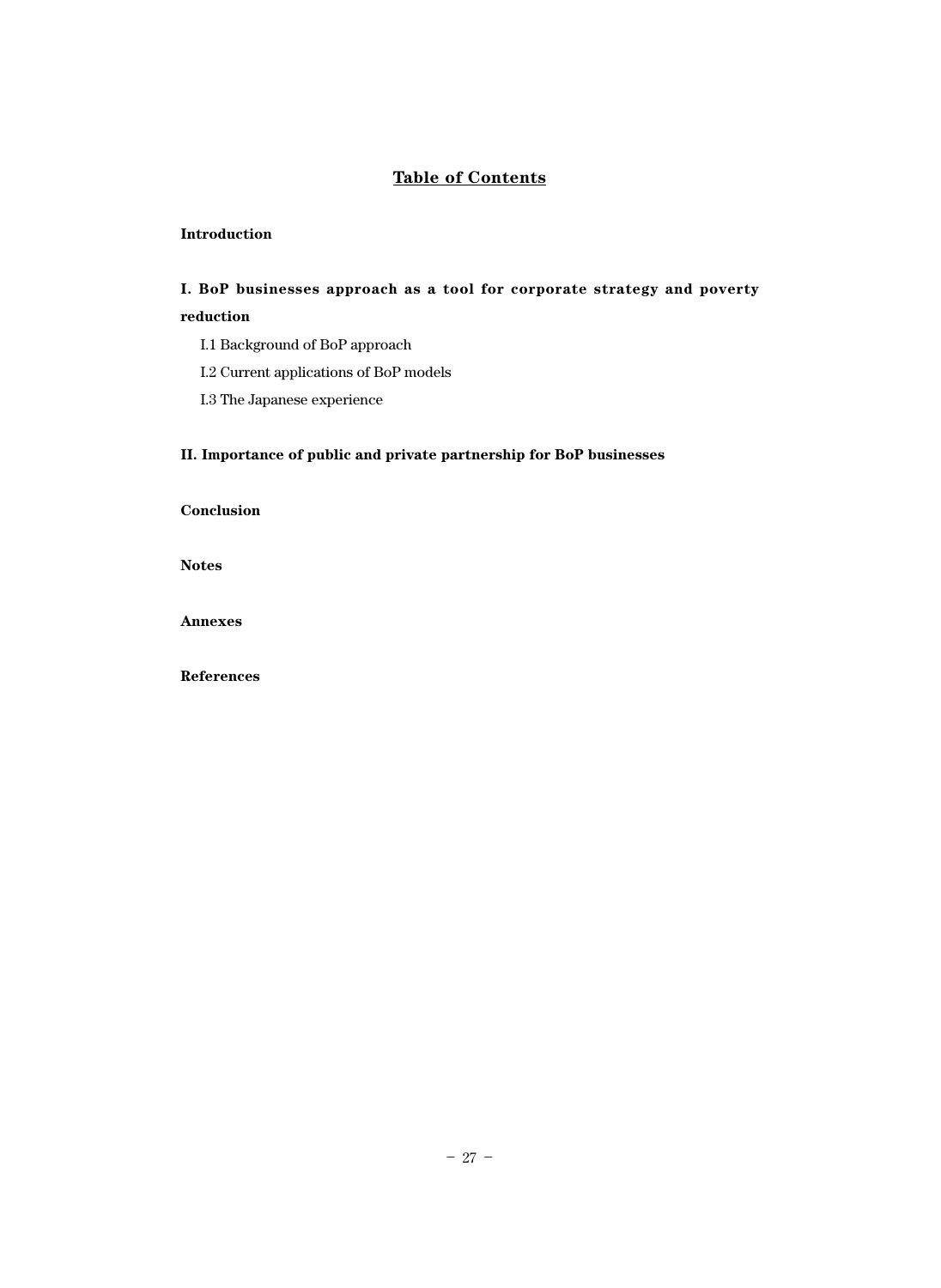## Table of Contents

**Introduction**

**I. BoP businesses approach as a tool for corporate strategy and poverty reduction**

I.1 Background of BoP approach

I.2 Current applications of BoP models

I.3 The Japanese experience

**II. Importance of public and private partnership for BoP businesses**

**Conclusion**

**Notes**

**Annexes**

**References**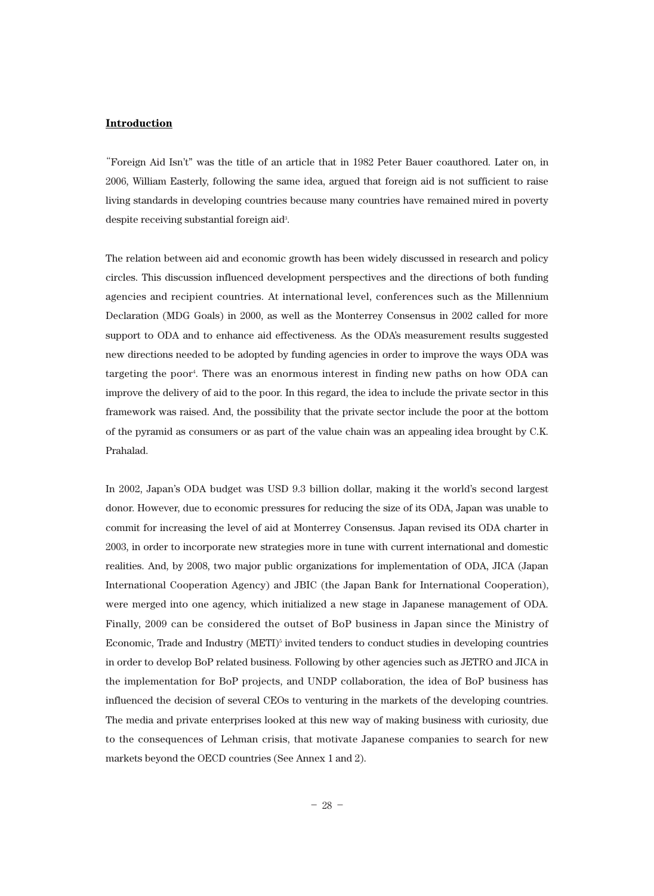## Introduction

"Foreign Aid Isn't" was the title of an article that in 1982 Peter Bauer coauthored. Later on, in 2006, William Easterly, following the same idea, argued that foreign aid is not sufficient to raise living standards in developing countries because many countries have remained mired in poverty despite receiving substantial foreign aid[3].

The relation between aid and economic growth has been widely discussed in research and policy circles. This discussion influenced development perspectives and the directions of both funding agencies and recipient countries. At international level, conferences such as the Millennium Declaration (MDG Goals) in 2000, as well as the Monterrey Consensus in 2002 called for more support to ODA and to enhance aid effectiveness. As the ODA's measurement results suggested new directions needed to be adopted by funding agencies in order to improve the ways ODA was targeting the poor[4]. There was an enormous interest in finding new paths on how ODA can improve the delivery of aid to the poor. In this regard, the idea to include the private sector in this framework was raised. And, the possibility that the private sector include the poor at the bottom of the pyramid as consumers or as part of the value chain was an appealing idea brought by C.K. Prahalad.

In 2002, Japan's ODA budget was USD 9.3 billion dollar, making it the world's second largest donor. However, due to economic pressures for reducing the size of its ODA, Japan was unable to commit for increasing the level of aid at Monterrey Consensus. Japan revised its ODA charter in 2003, in order to incorporate new strategies more in tune with current international and domestic realities. And, by 2008, two major public organizations for implementation of ODA, JICA (Japan International Cooperation Agency) and JBIC (the Japan Bank for International Cooperation), were merged into one agency, which initialized a new stage in Japanese management of ODA. Finally, 2009 can be considered the outset of BoP business in Japan since the Ministry of Economic, Trade and Industry (METI)[5] invited tenders to conduct studies in developing countries in order to develop BoP related business. Following by other agencies such as JETRO and JICA in the implementation for BoP projects, and UNDP collaboration, the idea of BoP business has influenced the decision of several CEOs to venturing in the markets of the developing countries. The media and private enterprises looked at this new way of making business with curiosity, due to the consequences of Lehman crisis, that motivate Japanese companies to search for new markets beyond the OECD countries (See Annex 1 and 2).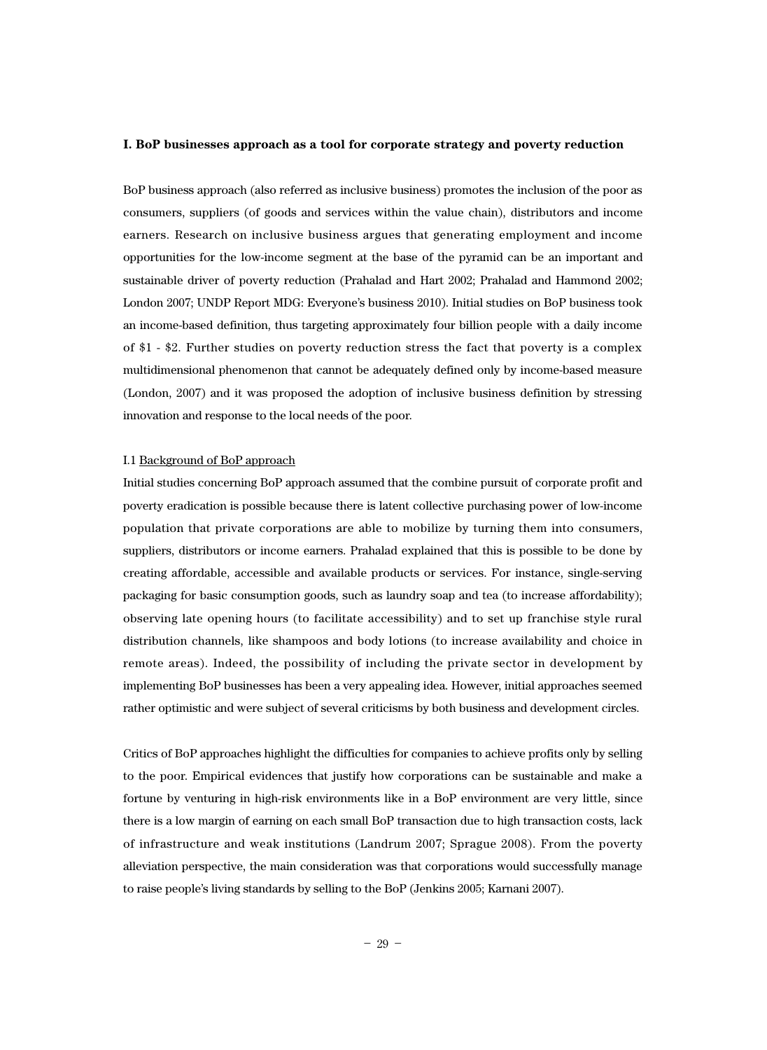## I. BoP businesses approach as a tool for corporate strategy and poverty reduction

BoP business approach (also referred as inclusive business) promotes the inclusion of the poor as consumers, suppliers (of goods and services within the value chain), distributors and income earners. Research on inclusive business argues that generating employment and income opportunities for the low-income segment at the base of the pyramid can be an important and sustainable driver of poverty reduction (Prahalad and Hart 2002; Prahalad and Hammond 2002; London 2007; UNDP Report MDG: Everyone's business 2010). Initial studies on BoP business took an income-based definition, thus targeting approximately four billion people with a daily income of $1 - $2. Further studies on poverty reduction stress the fact that poverty is a complex multidimensional phenomenon that cannot be adequately defined only by income-based measure (London, 2007) and it was proposed the adoption of inclusive business definition by stressing innovation and response to the local needs of the poor.

### I.1 Background of BoP approach

Initial studies concerning BoP approach assumed that the combine pursuit of corporate profit and poverty eradication is possible because there is latent collective purchasing power of low-income population that private corporations are able to mobilize by turning them into consumers, suppliers, distributors or income earners. Prahalad explained that this is possible to be done by creating affordable, accessible and available products or services. For instance, single-serving packaging for basic consumption goods, such as laundry soap and tea (to increase affordability); observing late opening hours (to facilitate accessibility) and to set up franchise style rural distribution channels, like shampoos and body lotions (to increase availability and choice in remote areas). Indeed, the possibility of including the private sector in development by implementing BoP businesses has been a very appealing idea. However, initial approaches seemed rather optimistic and were subject of several criticisms by both business and development circles.

Critics of BoP approaches highlight the difficulties for companies to achieve profits only by selling to the poor. Empirical evidences that justify how corporations can be sustainable and make a fortune by venturing in high-risk environments like in a BoP environment are very little, since there is a low margin of earning on each small BoP transaction due to high transaction costs, lack of infrastructure and weak institutions (Landrum 2007; Sprague 2008). From the poverty alleviation perspective, the main consideration was that corporations would successfully manage to raise people's living standards by selling to the BoP (Jenkins 2005; Karnani 2007).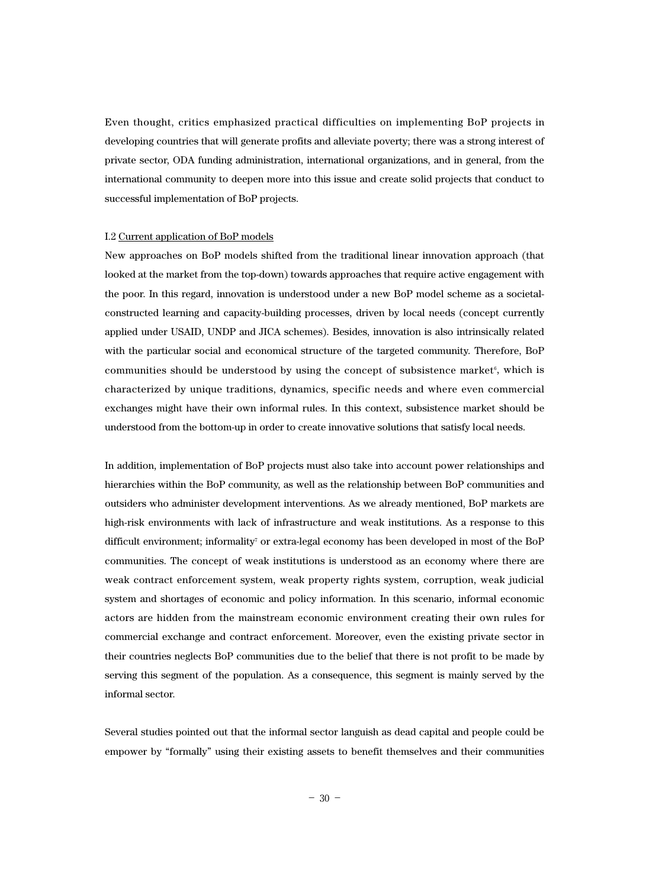Even thought, critics emphasized practical difficulties on implementing BoP projects in developing countries that will generate profits and alleviate poverty; there was a strong interest of private sector, ODA funding administration, international organizations, and in general, from the international community to deepen more into this issue and create solid projects that conduct to successful implementation of BoP projects.

I.2 Current application of BoP models

New approaches on BoP models shifted from the traditional linear innovation approach (that looked at the market from the top-down) towards approaches that require active engagement with the poor. In this regard, innovation is understood under a new BoP model scheme as a societal-constructed learning and capacity-building processes, driven by local needs (concept currently applied under USAID, UNDP and JICA schemes). Besides, innovation is also intrinsically related with the particular social and economical structure of the targeted community. Therefore, BoP communities should be understood by using the concept of subsistence market[6], which is characterized by unique traditions, dynamics, specific needs and where even commercial exchanges might have their own informal rules. In this context, subsistence market should be understood from the bottom-up in order to create innovative solutions that satisfy local needs.

In addition, implementation of BoP projects must also take into account power relationships and hierarchies within the BoP community, as well as the relationship between BoP communities and outsiders who administer development interventions. As we already mentioned, BoP markets are high-risk environments with lack of infrastructure and weak institutions. As a response to this difficult environment; informality[7] or extra-legal economy has been developed in most of the BoP communities. The concept of weak institutions is understood as an economy where there are weak contract enforcement system, weak property rights system, corruption, weak judicial system and shortages of economic and policy information. In this scenario, informal economic actors are hidden from the mainstream economic environment creating their own rules for commercial exchange and contract enforcement. Moreover, even the existing private sector in their countries neglects BoP communities due to the belief that there is not profit to be made by serving this segment of the population. As a consequence, this segment is mainly served by the informal sector.

Several studies pointed out that the informal sector languish as dead capital and people could be empower by "formally" using their existing assets to benefit themselves and their communities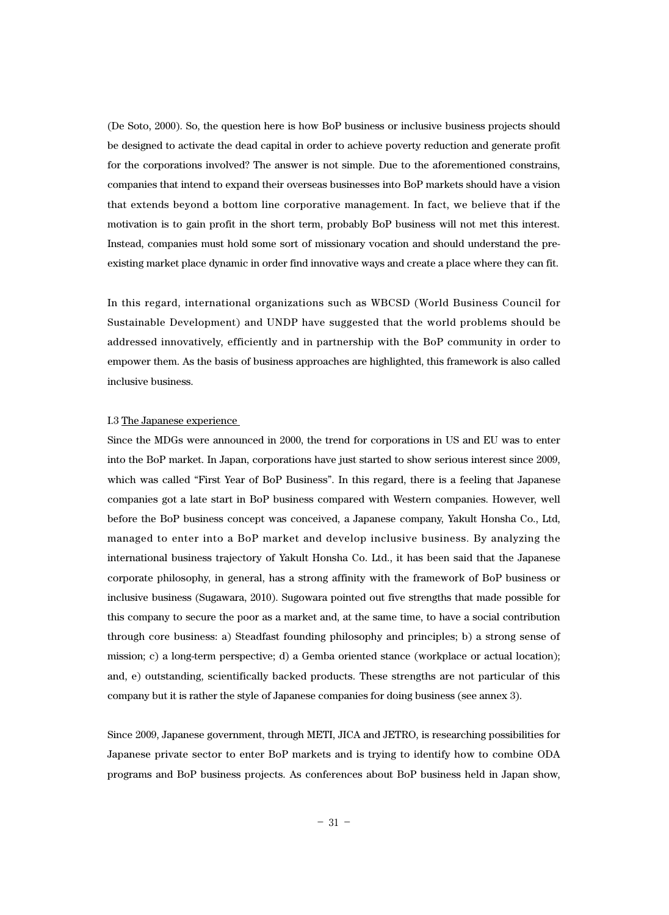(De Soto, 2000). So, the question here is how BoP business or inclusive business projects should be designed to activate the dead capital in order to achieve poverty reduction and generate profit for the corporations involved? The answer is not simple. Due to the aforementioned constrains, companies that intend to expand their overseas businesses into BoP markets should have a vision that extends beyond a bottom line corporative management. In fact, we believe that if the motivation is to gain profit in the short term, probably BoP business will not met this interest. Instead, companies must hold some sort of missionary vocation and should understand the pre-existing market place dynamic in order find innovative ways and create a place where they can fit.

In this regard, international organizations such as WBCSD (World Business Council for Sustainable Development) and UNDP have suggested that the world problems should be addressed innovatively, efficiently and in partnership with the BoP community in order to empower them. As the basis of business approaches are highlighted, this framework is also called inclusive business.

### I.3 The Japanese experience

Since the MDGs were announced in 2000, the trend for corporations in US and EU was to enter into the BoP market. In Japan, corporations have just started to show serious interest since 2009, which was called "First Year of BoP Business". In this regard, there is a feeling that Japanese companies got a late start in BoP business compared with Western companies. However, well before the BoP business concept was conceived, a Japanese company, Yakult Honsha Co., Ltd, managed to enter into a BoP market and develop inclusive business. By analyzing the international business trajectory of Yakult Honsha Co. Ltd., it has been said that the Japanese corporate philosophy, in general, has a strong affinity with the framework of BoP business or inclusive business (Sugawara, 2010). Sugowara pointed out five strengths that made possible for this company to secure the poor as a market and, at the same time, to have a social contribution through core business: a) Steadfast founding philosophy and principles; b) a strong sense of mission; c) a long-term perspective; d) a Gemba oriented stance (workplace or actual location); and, e) outstanding, scientifically backed products. These strengths are not particular of this company but it is rather the style of Japanese companies for doing business (see annex 3).

Since 2009, Japanese government, through METI, JICA and JETRO, is researching possibilities for Japanese private sector to enter BoP markets and is trying to identify how to combine ODA programs and BoP business projects. As conferences about BoP business held in Japan show,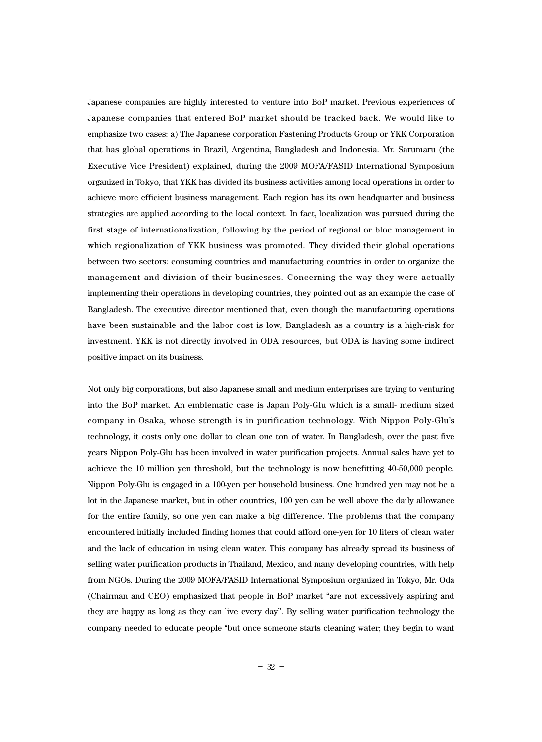Japanese companies are highly interested to venture into BoP market. Previous experiences of Japanese companies that entered BoP market should be tracked back. We would like to emphasize two cases: a) The Japanese corporation Fastening Products Group or YKK Corporation that has global operations in Brazil, Argentina, Bangladesh and Indonesia. Mr. Sarumaru (the Executive Vice President) explained, during the 2009 MOFA/FASID International Symposium organized in Tokyo, that YKK has divided its business activities among local operations in order to achieve more efficient business management. Each region has its own headquarter and business strategies are applied according to the local context. In fact, localization was pursued during the first stage of internationalization, following by the period of regional or bloc management in which regionalization of YKK business was promoted. They divided their global operations between two sectors: consuming countries and manufacturing countries in order to organize the management and division of their businesses. Concerning the way they were actually implementing their operations in developing countries, they pointed out as an example the case of Bangladesh. The executive director mentioned that, even though the manufacturing operations have been sustainable and the labor cost is low, Bangladesh as a country is a high-risk for investment. YKK is not directly involved in ODA resources, but ODA is having some indirect positive impact on its business.

Not only big corporations, but also Japanese small and medium enterprises are trying to venturing into the BoP market. An emblematic case is Japan Poly-Glu which is a small- medium sized company in Osaka, whose strength is in purification technology. With Nippon Poly-Glu's technology, it costs only one dollar to clean one ton of water. In Bangladesh, over the past five years Nippon Poly-Glu has been involved in water purification projects. Annual sales have yet to achieve the 10 million yen threshold, but the technology is now benefitting 40-50,000 people. Nippon Poly-Glu is engaged in a 100-yen per household business. One hundred yen may not be a lot in the Japanese market, but in other countries, 100 yen can be well above the daily allowance for the entire family, so one yen can make a big difference. The problems that the company encountered initially included finding homes that could afford one-yen for 10 liters of clean water and the lack of education in using clean water. This company has already spread its business of selling water purification products in Thailand, Mexico, and many developing countries, with help from NGOs. During the 2009 MOFA/FASID International Symposium organized in Tokyo, Mr. Oda (Chairman and CEO) emphasized that people in BoP market "are not excessively aspiring and they are happy as long as they can live every day". By selling water purification technology the company needed to educate people "but once someone starts cleaning water; they begin to want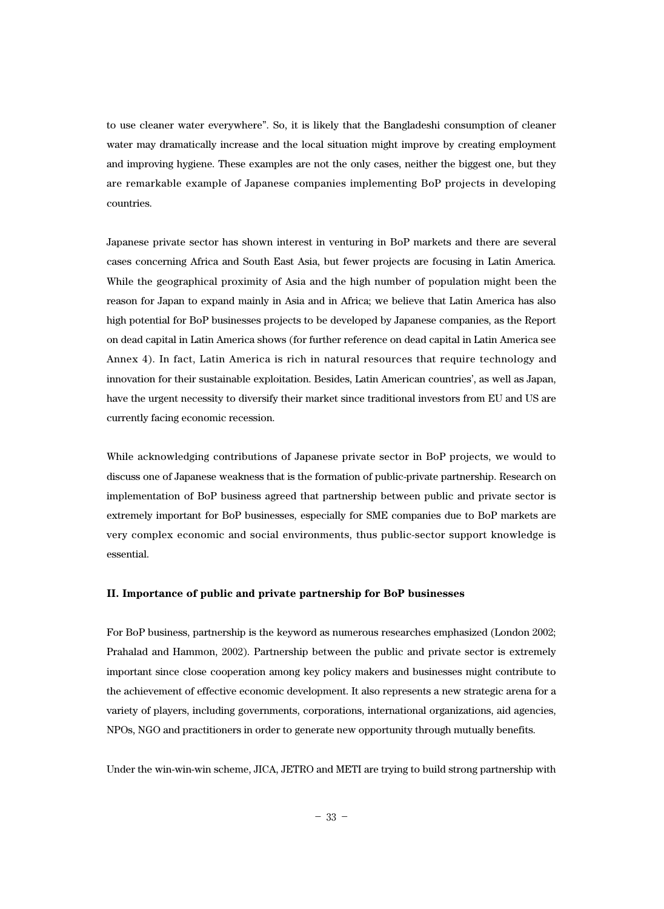to use cleaner water everywhere". So, it is likely that the Bangladeshi consumption of cleaner water may dramatically increase and the local situation might improve by creating employment and improving hygiene. These examples are not the only cases, neither the biggest one, but they are remarkable example of Japanese companies implementing BoP projects in developing countries.

Japanese private sector has shown interest in venturing in BoP markets and there are several cases concerning Africa and South East Asia, but fewer projects are focusing in Latin America. While the geographical proximity of Asia and the high number of population might been the reason for Japan to expand mainly in Asia and in Africa; we believe that Latin America has also high potential for BoP businesses projects to be developed by Japanese companies, as the Report on dead capital in Latin America shows (for further reference on dead capital in Latin America see Annex 4). In fact, Latin America is rich in natural resources that require technology and innovation for their sustainable exploitation. Besides, Latin American countries', as well as Japan, have the urgent necessity to diversify their market since traditional investors from EU and US are currently facing economic recession.

While acknowledging contributions of Japanese private sector in BoP projects, we would to discuss one of Japanese weakness that is the formation of public-private partnership. Research on implementation of BoP business agreed that partnership between public and private sector is extremely important for BoP businesses, especially for SME companies due to BoP markets are very complex economic and social environments, thus public-sector support knowledge is essential.

## II. Importance of public and private partnership for BoP businesses

For BoP business, partnership is the keyword as numerous researches emphasized (London 2002; Prahalad and Hammon, 2002). Partnership between the public and private sector is extremely important since close cooperation among key policy makers and businesses might contribute to the achievement of effective economic development. It also represents a new strategic arena for a variety of players, including governments, corporations, international organizations, aid agencies, NPOs, NGO and practitioners in order to generate new opportunity through mutually benefits.

Under the win-win-win scheme, JICA, JETRO and METI are trying to build strong partnership with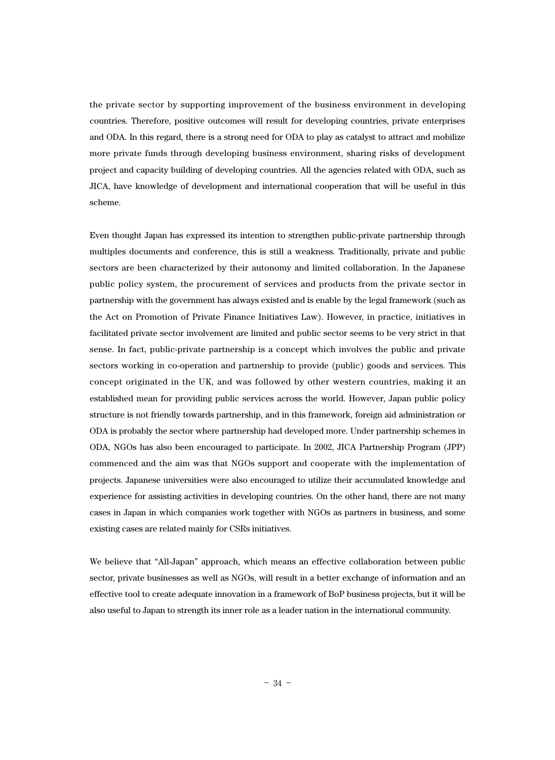the private sector by supporting improvement of the business environment in developing countries. Therefore, positive outcomes will result for developing countries, private enterprises and ODA. In this regard, there is a strong need for ODA to play as catalyst to attract and mobilize more private funds through developing business environment, sharing risks of development project and capacity building of developing countries. All the agencies related with ODA, such as JICA, have knowledge of development and international cooperation that will be useful in this scheme.

Even thought Japan has expressed its intention to strengthen public-private partnership through multiples documents and conference, this is still a weakness. Traditionally, private and public sectors are been characterized by their autonomy and limited collaboration. In the Japanese public policy system, the procurement of services and products from the private sector in partnership with the government has always existed and is enable by the legal framework (such as the Act on Promotion of Private Finance Initiatives Law). However, in practice, initiatives in facilitated private sector involvement are limited and public sector seems to be very strict in that sense. In fact, public-private partnership is a concept which involves the public and private sectors working in co-operation and partnership to provide (public) goods and services. This concept originated in the UK, and was followed by other western countries, making it an established mean for providing public services across the world. However, Japan public policy structure is not friendly towards partnership, and in this framework, foreign aid administration or ODA is probably the sector where partnership had developed more. Under partnership schemes in ODA, NGOs has also been encouraged to participate. In 2002, JICA Partnership Program (JPP) commenced and the aim was that NGOs support and cooperate with the implementation of projects. Japanese universities were also encouraged to utilize their accumulated knowledge and experience for assisting activities in developing countries. On the other hand, there are not many cases in Japan in which companies work together with NGOs as partners in business, and some existing cases are related mainly for CSRs initiatives.

We believe that "All-Japan" approach, which means an effective collaboration between public sector, private businesses as well as NGOs, will result in a better exchange of information and an effective tool to create adequate innovation in a framework of BoP business projects, but it will be also useful to Japan to strength its inner role as a leader nation in the international community.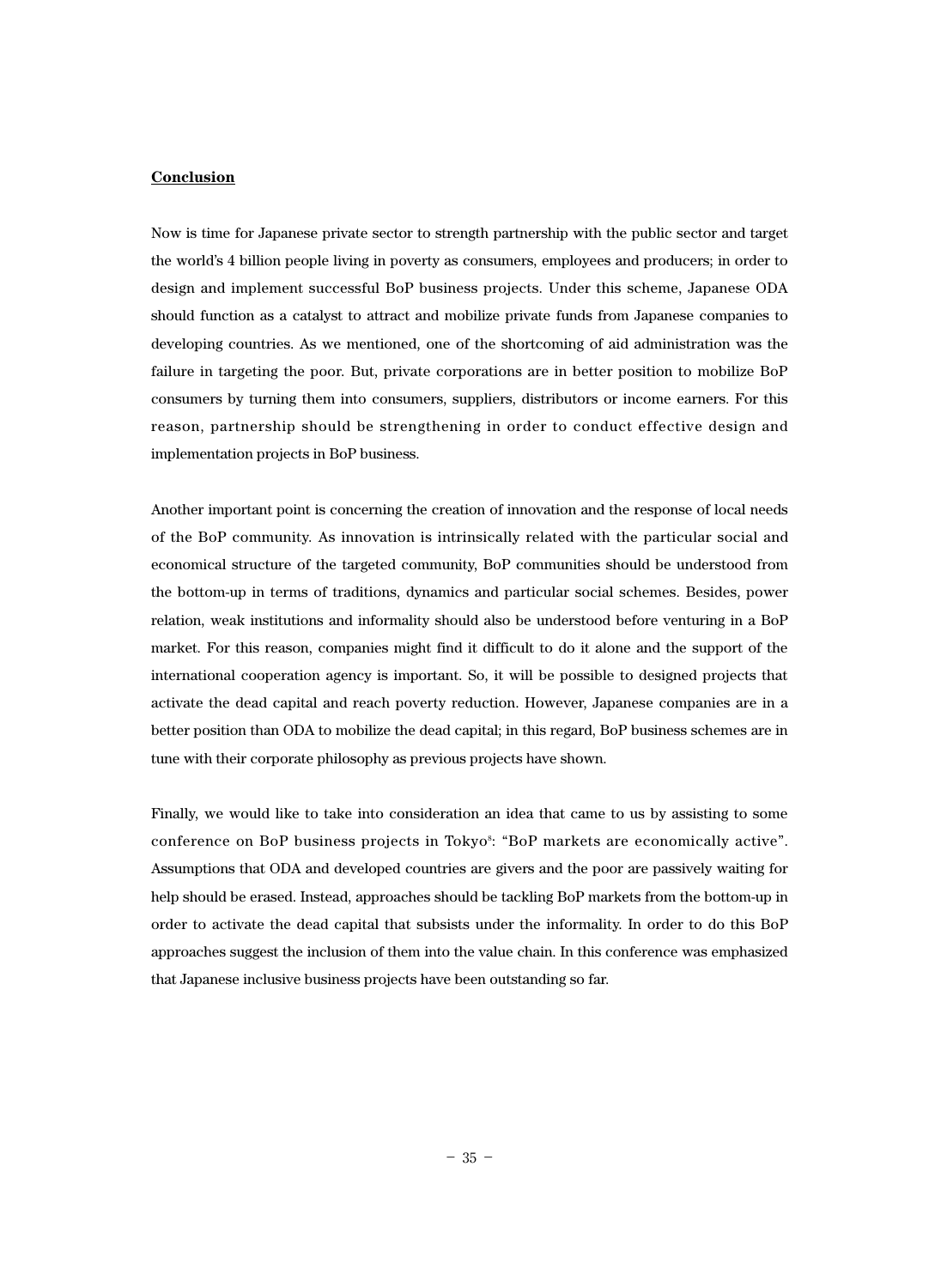**Conclusion**

Now is time for Japanese private sector to strength partnership with the public sector and target the world's 4 billion people living in poverty as consumers, employees and producers; in order to design and implement successful BoP business projects. Under this scheme, Japanese ODA should function as a catalyst to attract and mobilize private funds from Japanese companies to developing countries. As we mentioned, one of the shortcoming of aid administration was the failure in targeting the poor. But, private corporations are in better position to mobilize BoP consumers by turning them into consumers, suppliers, distributors or income earners. For this reason, partnership should be strengthening in order to conduct effective design and implementation projects in BoP business.

Another important point is concerning the creation of innovation and the response of local needs of the BoP community. As innovation is intrinsically related with the particular social and economical structure of the targeted community, BoP communities should be understood from the bottom-up in terms of traditions, dynamics and particular social schemes. Besides, power relation, weak institutions and informality should also be understood before venturing in a BoP market. For this reason, companies might find it difficult to do it alone and the support of the international cooperation agency is important. So, it will be possible to designed projects that activate the dead capital and reach poverty reduction. However, Japanese companies are in a better position than ODA to mobilize the dead capital; in this regard, BoP business schemes are in tune with their corporate philosophy as previous projects have shown.

Finally, we would like to take into consideration an idea that came to us by assisting to some conference on BoP business projects in Tokyo[8]: "BoP markets are economically active". Assumptions that ODA and developed countries are givers and the poor are passively waiting for help should be erased. Instead, approaches should be tackling BoP markets from the bottom-up in order to activate the dead capital that subsists under the informality. In order to do this BoP approaches suggest the inclusion of them into the value chain. In this conference was emphasized that Japanese inclusive business projects have been outstanding so far.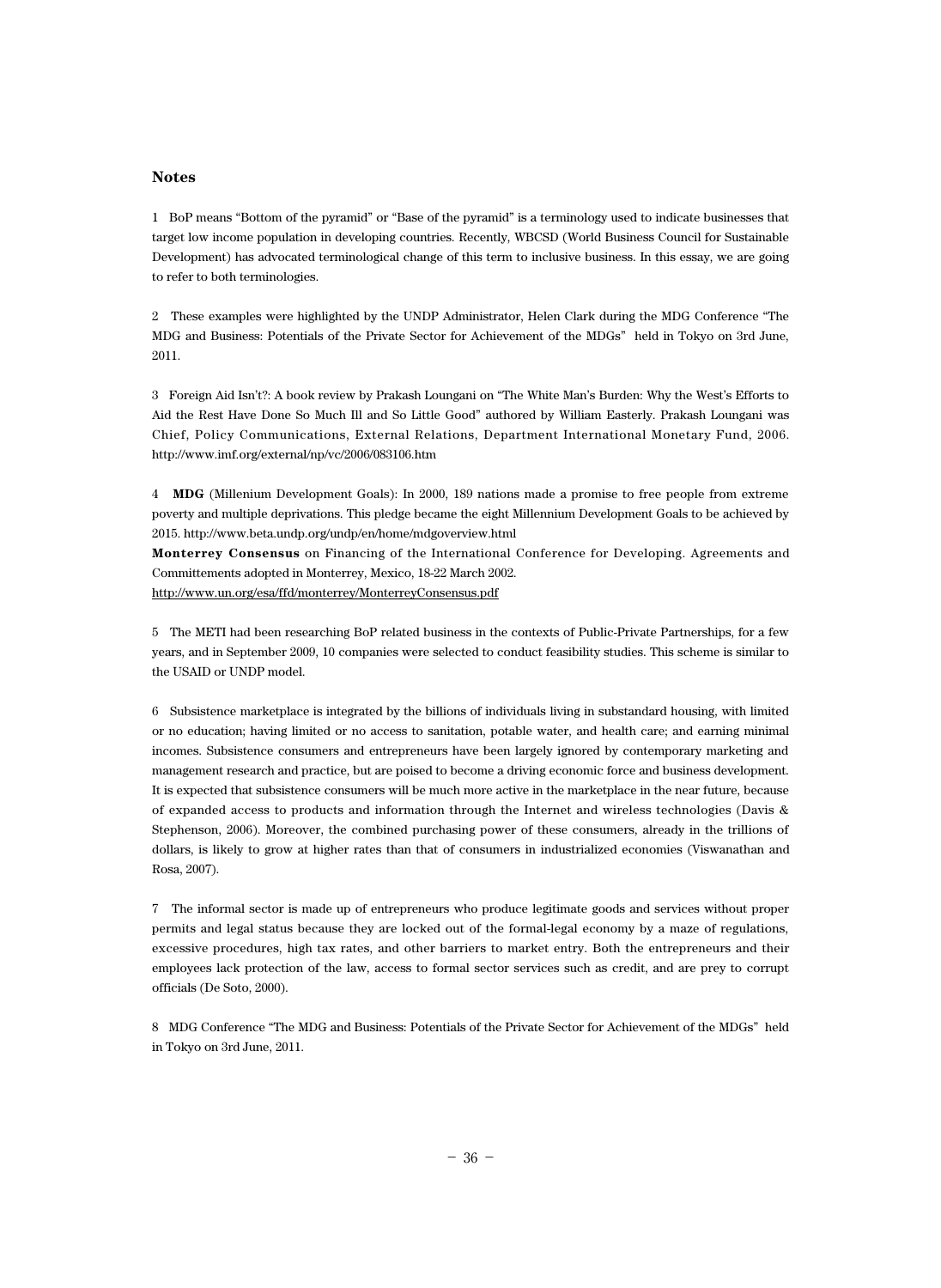## Notes

1 BoP means "Bottom of the pyramid" or "Base of the pyramid" is a terminology used to indicate businesses that target low income population in developing countries. Recently, WBCSD (World Business Council for Sustainable Development) has advocated terminological change of this term to inclusive business. In this essay, we are going to refer to both terminologies.

2 These examples were highlighted by the UNDP Administrator, Helen Clark during the MDG Conference "The MDG and Business: Potentials of the Private Sector for Achievement of the MDGs" held in Tokyo on 3rd June, 2011.

3 Foreign Aid Isn't?: A book review by Prakash Loungani on "The White Man's Burden: Why the West's Efforts to Aid the Rest Have Done So Much Ill and So Little Good" authored by William Easterly. Prakash Loungani was Chief, Policy Communications, External Relations, Department International Monetary Fund, 2006. http://www.imf.org/external/np/vc/2006/083106.htm

4 **MDG** (Millenium Development Goals): In 2000, 189 nations made a promise to free people from extreme poverty and multiple deprivations. This pledge became the eight Millennium Development Goals to be achieved by 2015. http://www.beta.undp.org/undp/en/home/mdgoverview.html

**Monterrey Consensus** on Financing of the International Conference for Developing. Agreements and Committements adopted in Monterrey, Mexico, 18-22 March 2002.
http://www.un.org/esa/ffd/monterrey/MonterreyConsensus.pdf

5 The METI had been researching BoP related business in the contexts of Public-Private Partnerships, for a few years, and in September 2009, 10 companies were selected to conduct feasibility studies. This scheme is similar to the USAID or UNDP model.

6 Subsistence marketplace is integrated by the billions of individuals living in substandard housing, with limited or no education; having limited or no access to sanitation, potable water, and health care; and earning minimal incomes. Subsistence consumers and entrepreneurs have been largely ignored by contemporary marketing and management research and practice, but are poised to become a driving economic force and business development. It is expected that subsistence consumers will be much more active in the marketplace in the near future, because of expanded access to products and information through the Internet and wireless technologies (Davis & Stephenson, 2006). Moreover, the combined purchasing power of these consumers, already in the trillions of dollars, is likely to grow at higher rates than that of consumers in industrialized economies (Viswanathan and Rosa, 2007).

7 The informal sector is made up of entrepreneurs who produce legitimate goods and services without proper permits and legal status because they are locked out of the formal-legal economy by a maze of regulations, excessive procedures, high tax rates, and other barriers to market entry. Both the entrepreneurs and their employees lack protection of the law, access to formal sector services such as credit, and are prey to corrupt officials (De Soto, 2000).

8 MDG Conference "The MDG and Business: Potentials of the Private Sector for Achievement of the MDGs" held in Tokyo on 3rd June, 2011.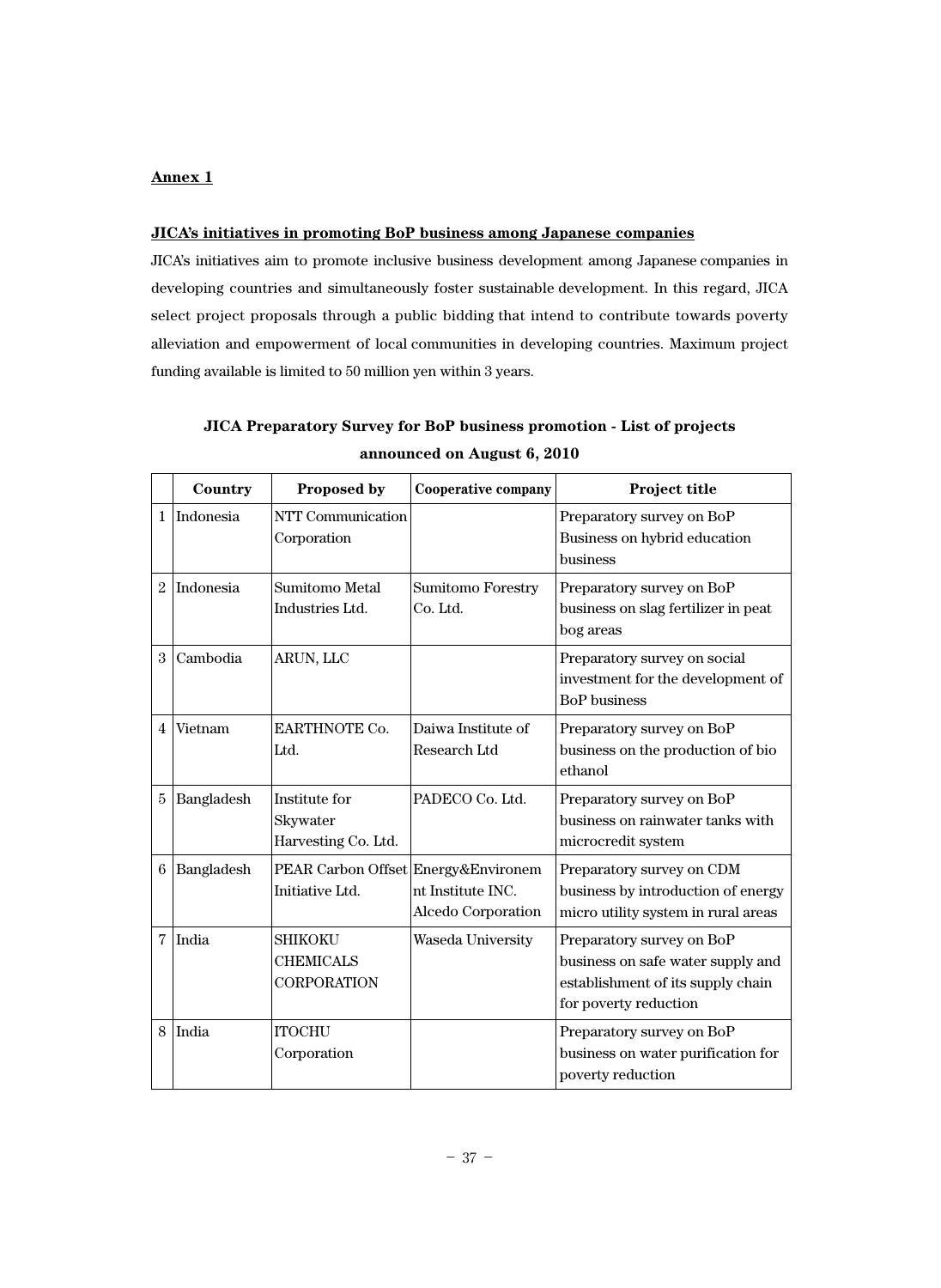**Annex 1**

**JICA's initiatives in promoting BoP business among Japanese companies**

JICA's initiatives aim to promote inclusive business development among Japanese companies in developing countries and simultaneously foster sustainable development. In this regard, JICA select project proposals through a public bidding that intend to contribute towards poverty alleviation and empowerment of local communities in developing countries. Maximum project funding available is limited to 50 million yen within 3 years.

**JICA Preparatory Survey for BoP business promotion - List of projects announced on August 6, 2010**

| | Country | Proposed by | Cooperative company | Project title |
|---|---|---|---|---|
| 1 | Indonesia | NTT Communication Corporation | | Preparatory survey on BoP Business on hybrid education business |
| 2 | Indonesia | Sumitomo Metal Industries Ltd. | Sumitomo Forestry Co. Ltd. | Preparatory survey on BoP business on slag fertilizer in peat bog areas |
| 3 | Cambodia | ARUN, LLC | | Preparatory survey on social investment for the development of BoP business |
| 4 | Vietnam | EARTHNOTE Co. Ltd. | Daiwa Institute of Research Ltd | Preparatory survey on BoP business on the production of bio ethanol |
| 5 | Bangladesh | Institute for Skywater Harvesting Co. Ltd. | PADECO Co. Ltd. | Preparatory survey on BoP business on rainwater tanks with microcredit system |
| 6 | Bangladesh | PEAR Carbon Offset Initiative Ltd. | Energy&Environemnt Institute INC. Alcedo Corporation | Preparatory survey on CDM business by introduction of energy micro utility system in rural areas |
| 7 | India | SHIKOKU CHEMICALS CORPORATION | Waseda University | Preparatory survey on BoP business on safe water supply and establishment of its supply chain for poverty reduction |
| 8 | India | ITOCHU Corporation | | Preparatory survey on BoP business on water purification for poverty reduction |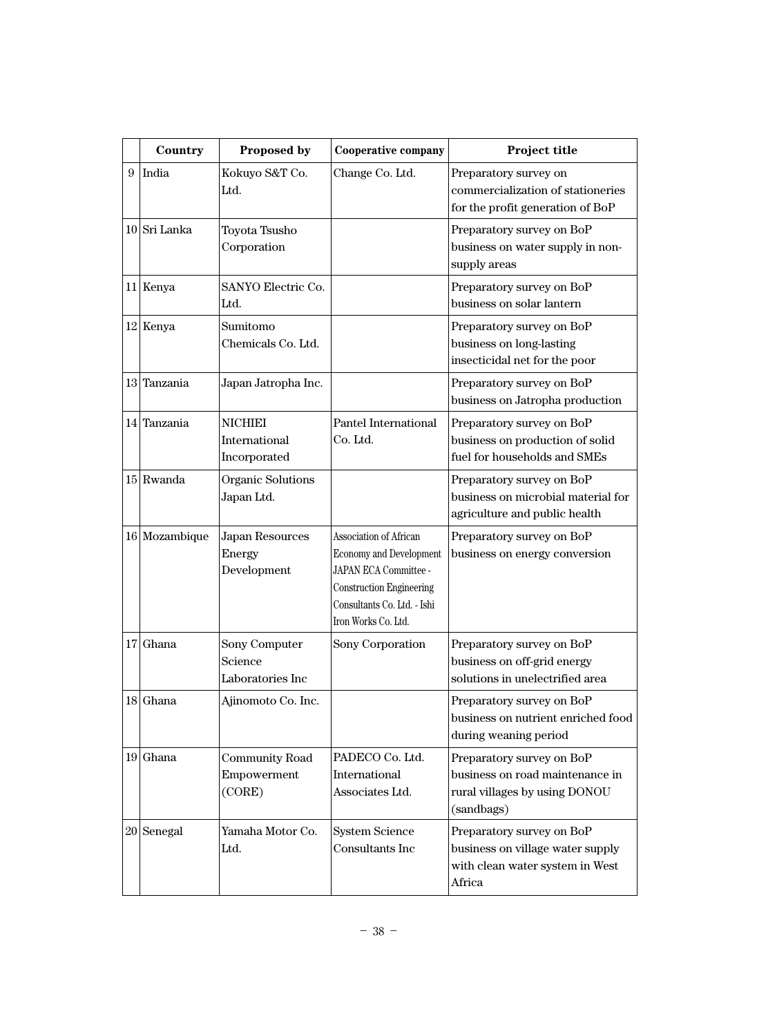| | Country | Proposed by | Cooperative company | Project title |
|---|---|---|---|---|
| 9 | India | Kokuyo S&T Co. Ltd. | Change Co. Ltd. | Preparatory survey on commercialization of stationeries for the profit generation of BoP |
| 10 | Sri Lanka | Toyota Tsusho Corporation | | Preparatory survey on BoP business on water supply in non-supply areas |
| 11 | Kenya | SANYO Electric Co. Ltd. | | Preparatory survey on BoP business on solar lantern |
| 12 | Kenya | Sumitomo Chemicals Co. Ltd. | | Preparatory survey on BoP business on long-lasting insecticidal net for the poor |
| 13 | Tanzania | Japan Jatropha Inc. | | Preparatory survey on BoP business on Jatropha production |
| 14 | Tanzania | NICHIEI International Incorporated | Pantel International Co. Ltd. | Preparatory survey on BoP business on production of solid fuel for households and SMEs |
| 15 | Rwanda | Organic Solutions Japan Ltd. | | Preparatory survey on BoP business on microbial material for agriculture and public health |
| 16 | Mozambique | Japan Resources Energy Development | Association of African Economy and Development JAPAN ECA Committee - Construction Engineering Consultants Co. Ltd. - Ishi Iron Works Co. Ltd. | Preparatory survey on BoP business on energy conversion |
| 17 | Ghana | Sony Computer Science Laboratories Inc | Sony Corporation | Preparatory survey on BoP business on off-grid energy solutions in unelectrified area |
| 18 | Ghana | Ajinomoto Co. Inc. | | Preparatory survey on BoP business on nutrient enriched food during weaning period |
| 19 | Ghana | Community Road Empowerment (CORE) | PADECO Co. Ltd. International Associates Ltd. | Preparatory survey on BoP business on road maintenance in rural villages by using DONOU (sandbags) |
| 20 | Senegal | Yamaha Motor Co. Ltd. | System Science Consultants Inc | Preparatory survey on BoP business on village water supply with clean water system in West Africa |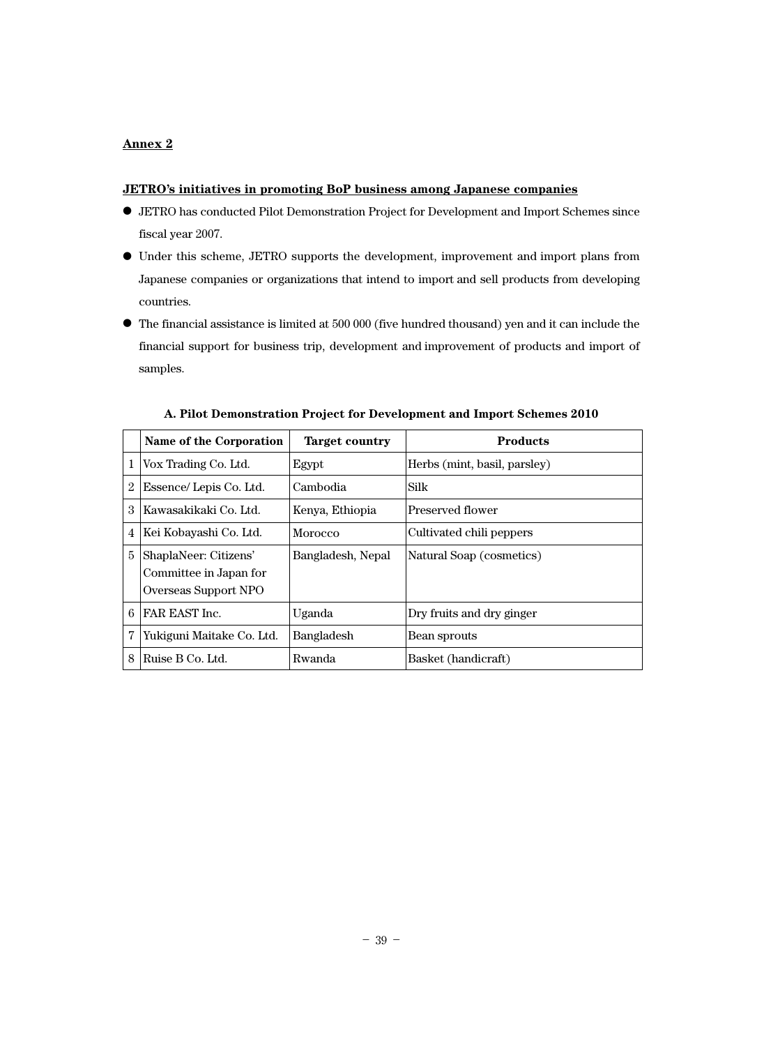## Annex 2

### JETRO's initiatives in promoting BoP business among Japanese companies

- JETRO has conducted Pilot Demonstration Project for Development and Import Schemes since fiscal year 2007.
- Under this scheme, JETRO supports the development, improvement and import plans from Japanese companies or organizations that intend to import and sell products from developing countries.
- The financial assistance is limited at 500 000 (five hundred thousand) yen and it can include the financial support for business trip, development and improvement of products and import of samples.

**A. Pilot Demonstration Project for Development and Import Schemes 2010**

| | Name of the Corporation | Target country | Products |
|---|---|---|---|
| 1 | Vox Trading Co. Ltd. | Egypt | Herbs (mint, basil, parsley) |
| 2 | Essence/ Lepis Co. Ltd. | Cambodia | Silk |
| 3 | Kawasakikaki Co. Ltd. | Kenya, Ethiopia | Preserved flower |
| 4 | Kei Kobayashi Co. Ltd. | Morocco | Cultivated chili peppers |
| 5 | ShaplaNeer: Citizens' Committee in Japan for Overseas Support NPO | Bangladesh, Nepal | Natural Soap (cosmetics) |
| 6 | FAR EAST Inc. | Uganda | Dry fruits and dry ginger |
| 7 | Yukiguni Maitake Co. Ltd. | Bangladesh | Bean sprouts |
| 8 | Ruise B Co. Ltd. | Rwanda | Basket (handicraft) |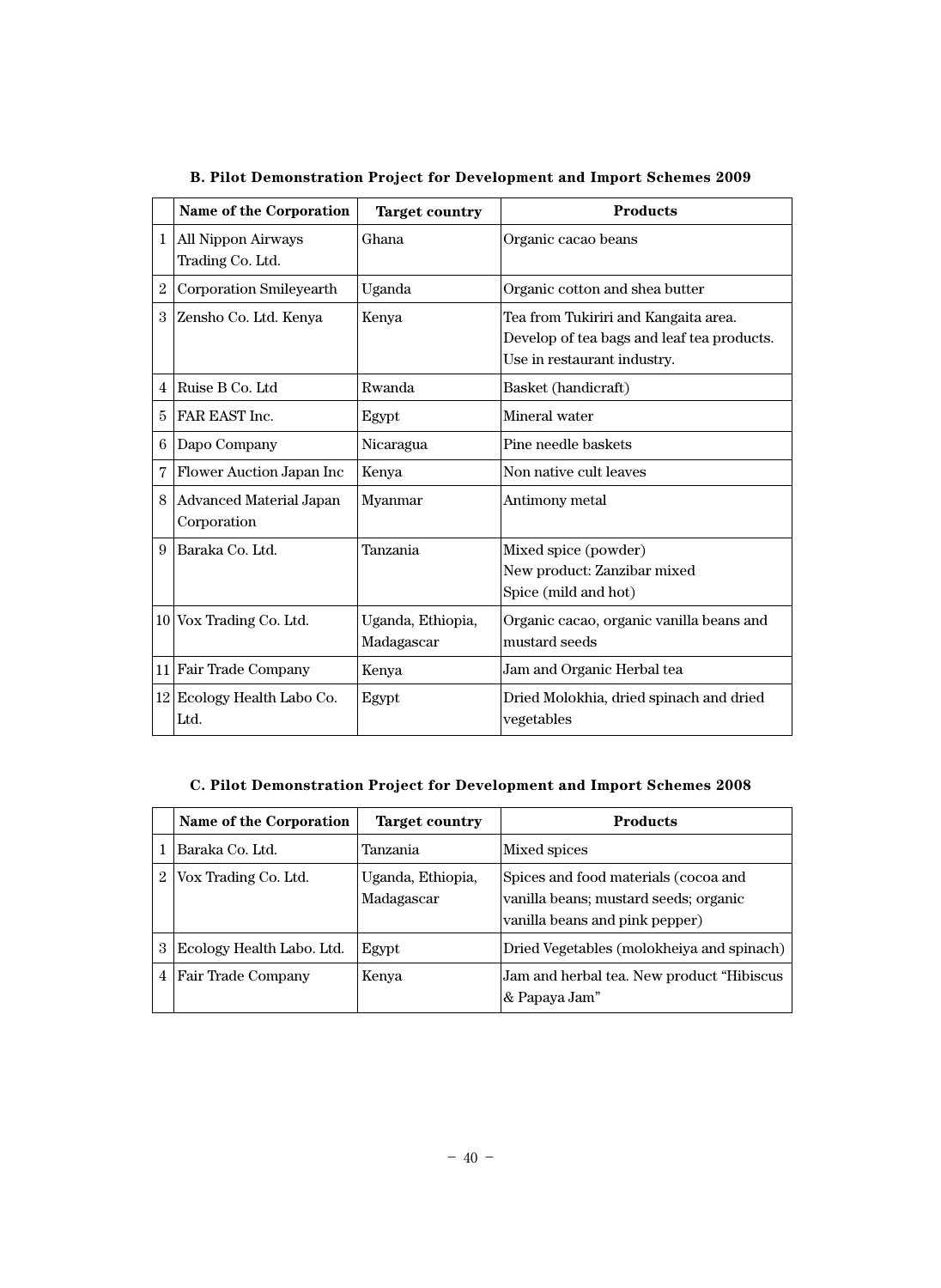### B. Pilot Demonstration Project for Development and Import Schemes 2009

| | Name of the Corporation | Target country | Products |
|---|---|---|---|
| 1 | All Nippon Airways Trading Co. Ltd. | Ghana | Organic cacao beans |
| 2 | Corporation Smileyearth | Uganda | Organic cotton and shea butter |
| 3 | Zensho Co. Ltd. Kenya | Kenya | Tea from Tukiriri and Kangaita area. Develop of tea bags and leaf tea products. Use in restaurant industry. |
| 4 | Ruise B Co. Ltd | Rwanda | Basket (handicraft) |
| 5 | FAR EAST Inc. | Egypt | Mineral water |
| 6 | Dapo Company | Nicaragua | Pine needle baskets |
| 7 | Flower Auction Japan Inc | Kenya | Non native cult leaves |
| 8 | Advanced Material Japan Corporation | Myanmar | Antimony metal |
| 9 | Baraka Co. Ltd. | Tanzania | Mixed spice (powder) New product: Zanzibar mixed Spice (mild and hot) |
| 10 | Vox Trading Co. Ltd. | Uganda, Ethiopia, Madagascar | Organic cacao, organic vanilla beans and mustard seeds |
| 11 | Fair Trade Company | Kenya | Jam and Organic Herbal tea |
| 12 | Ecology Health Labo Co. Ltd. | Egypt | Dried Molokhia, dried spinach and dried vegetables |

### C. Pilot Demonstration Project for Development and Import Schemes 2008

| | Name of the Corporation | Target country | Products |
|---|---|---|---|
| 1 | Baraka Co. Ltd. | Tanzania | Mixed spices |
| 2 | Vox Trading Co. Ltd. | Uganda, Ethiopia, Madagascar | Spices and food materials (cocoa and vanilla beans; mustard seeds; organic vanilla beans and pink pepper) |
| 3 | Ecology Health Labo. Ltd. | Egypt | Dried Vegetables (molokheiya and spinach) |
| 4 | Fair Trade Company | Kenya | Jam and herbal tea. New product "Hibiscus & Papaya Jam" |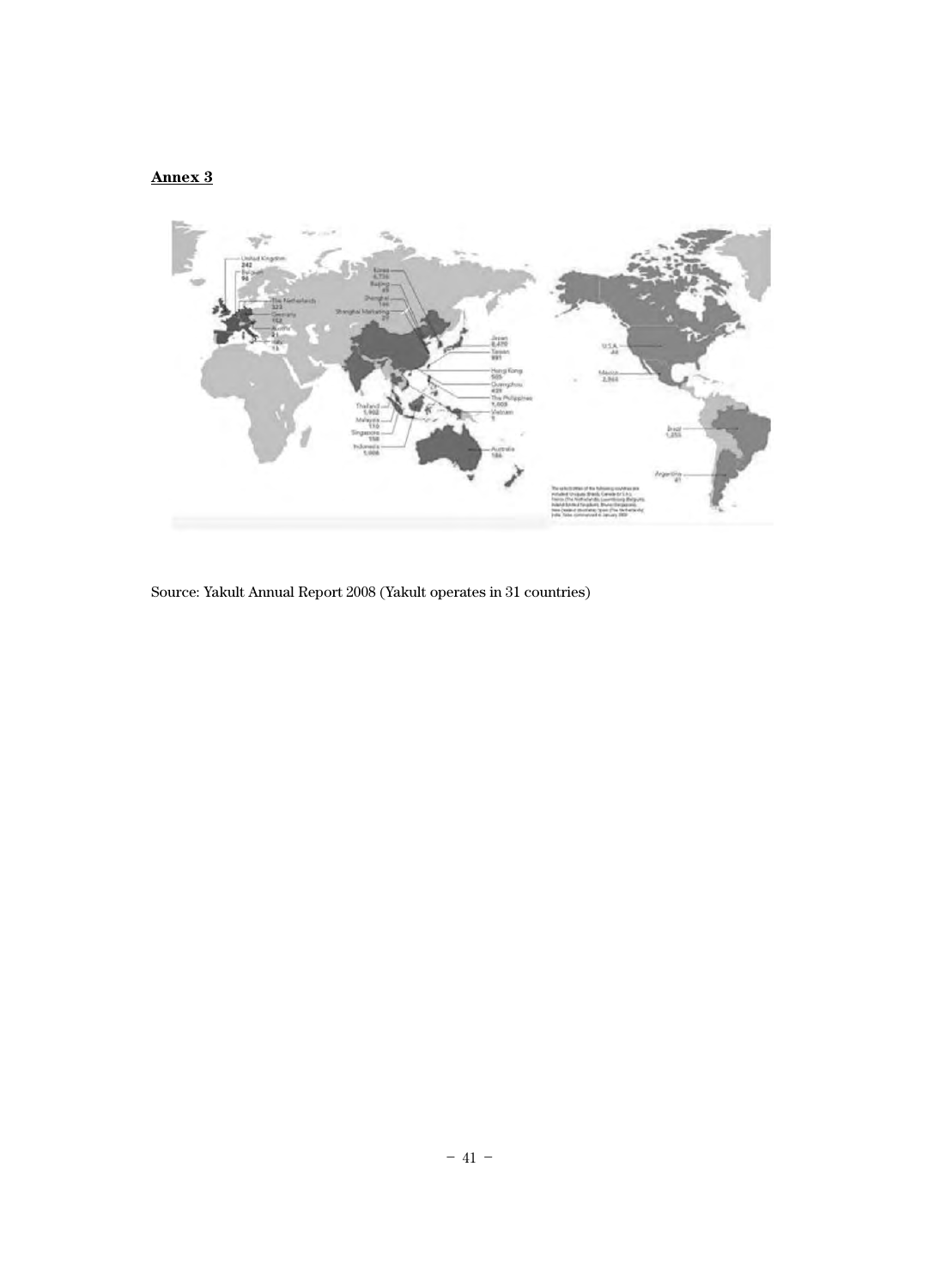**Annex 3**

Source: Yakult Annual Report 2008 (Yakult operates in 31 countries)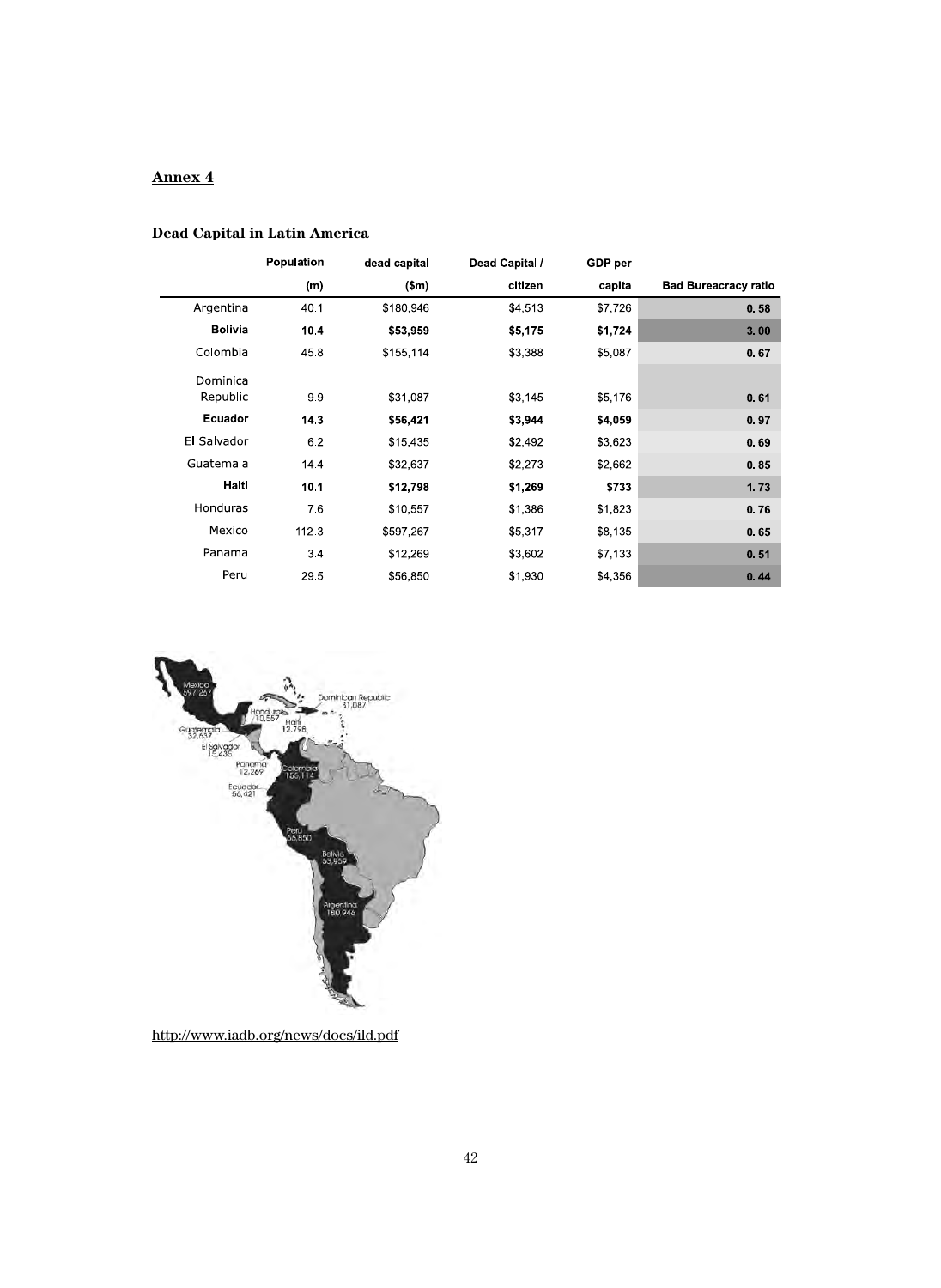## Annex 4

### Dead Capital in Latin America

| | Population (m) | dead capital ($m) | Dead Capital / citizen | GDP per capita | Bad Bureacracy ratio |
|---|---|---|---|---|---|
| Argentina | 40.1 | $180,946 | $4,513 | $7,726 | 0.58 |
| **Bolivia** | **10.4** | **$53,959** | **$5,175** | **$1,724** | **3.00** |
| Colombia | 45.8 | $155,114 | $3,388 | $5,087 | 0.67 |
| Dominica Republic | 9.9 | $31,087 | $3,145 | $5,176 | 0.61 |
| **Ecuador** | **14.3** | **$56,421** | **$3,944** | **$4,059** | **0.97** |
| El Salvador | 6.2 | $15,435 | $2,492 | $3,623 | 0.69 |
| Guatemala | 14.4 | $32,637 | $2,273 | $2,662 | 0.85 |
| **Haiti** | **10.1** | **$12,798** | **$1,269** | **$733** | **1.73** |
| Honduras | 7.6 | $10,557 | $1,386 | $1,823 | 0.76 |
| Mexico | 112.3 | $597,267 | $5,317 | $8,135 | 0.65 |
| Panama | 3.4 | $12,269 | $3,602 | $7,133 | 0.51 |
| Peru | 29.5 | $56,850 | $1,930 | $4,356 | 0.44 |

http://www.iadb.org/news/docs/ild.pdf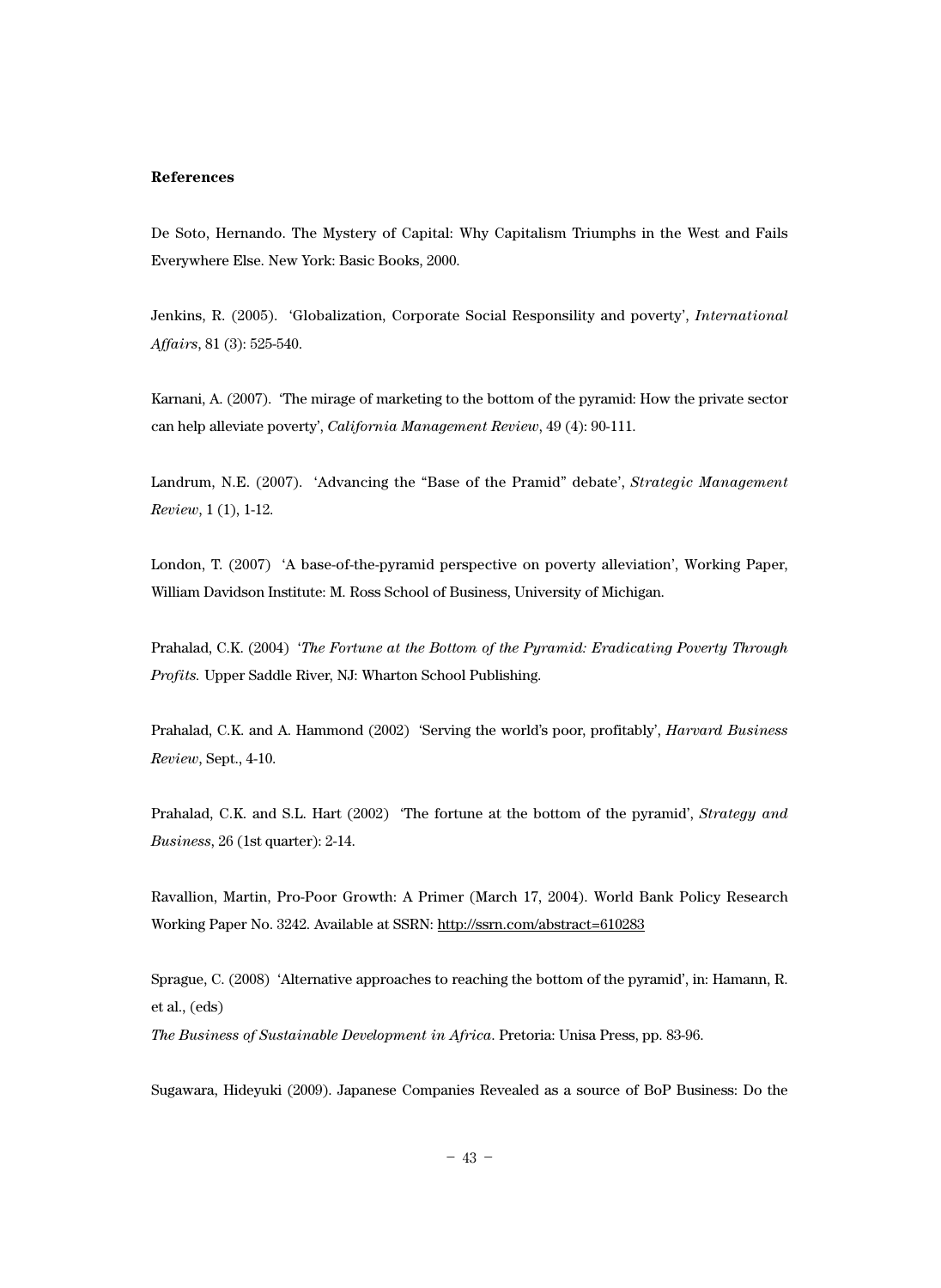**References**

De Soto, Hernando. The Mystery of Capital: Why Capitalism Triumphs in the West and Fails Everywhere Else. New York: Basic Books, 2000.

Jenkins, R. (2005). 'Globalization, Corporate Social Responsility and poverty', *International Affairs*, 81 (3): 525-540.

Karnani, A. (2007). 'The mirage of marketing to the bottom of the pyramid: How the private sector can help alleviate poverty', *California Management Review*, 49 (4): 90-111.

Landrum, N.E. (2007). 'Advancing the "Base of the Pramid" debate', *Strategic Management Review*, 1 (1), 1-12.

London, T. (2007) 'A base-of-the-pyramid perspective on poverty alleviation', Working Paper, William Davidson Institute: M. Ross School of Business, University of Michigan.

Prahalad, C.K. (2004) '*The Fortune at the Bottom of the Pyramid: Eradicating Poverty Through Profits.* Upper Saddle River, NJ: Wharton School Publishing.

Prahalad, C.K. and A. Hammond (2002) 'Serving the world's poor, profitably', *Harvard Business Review*, Sept., 4-10.

Prahalad, C.K. and S.L. Hart (2002) 'The fortune at the bottom of the pyramid', *Strategy and Business*, 26 (1st quarter): 2-14.

Ravallion, Martin, Pro-Poor Growth: A Primer (March 17, 2004). World Bank Policy Research Working Paper No. 3242. Available at SSRN: http://ssrn.com/abstract=610283

Sprague, C. (2008) 'Alternative approaches to reaching the bottom of the pyramid', in: Hamann, R. et al., (eds)
*The Business of Sustainable Development in Africa.* Pretoria: Unisa Press, pp. 83-96.

Sugawara, Hideyuki (2009). Japanese Companies Revealed as a source of BoP Business: Do the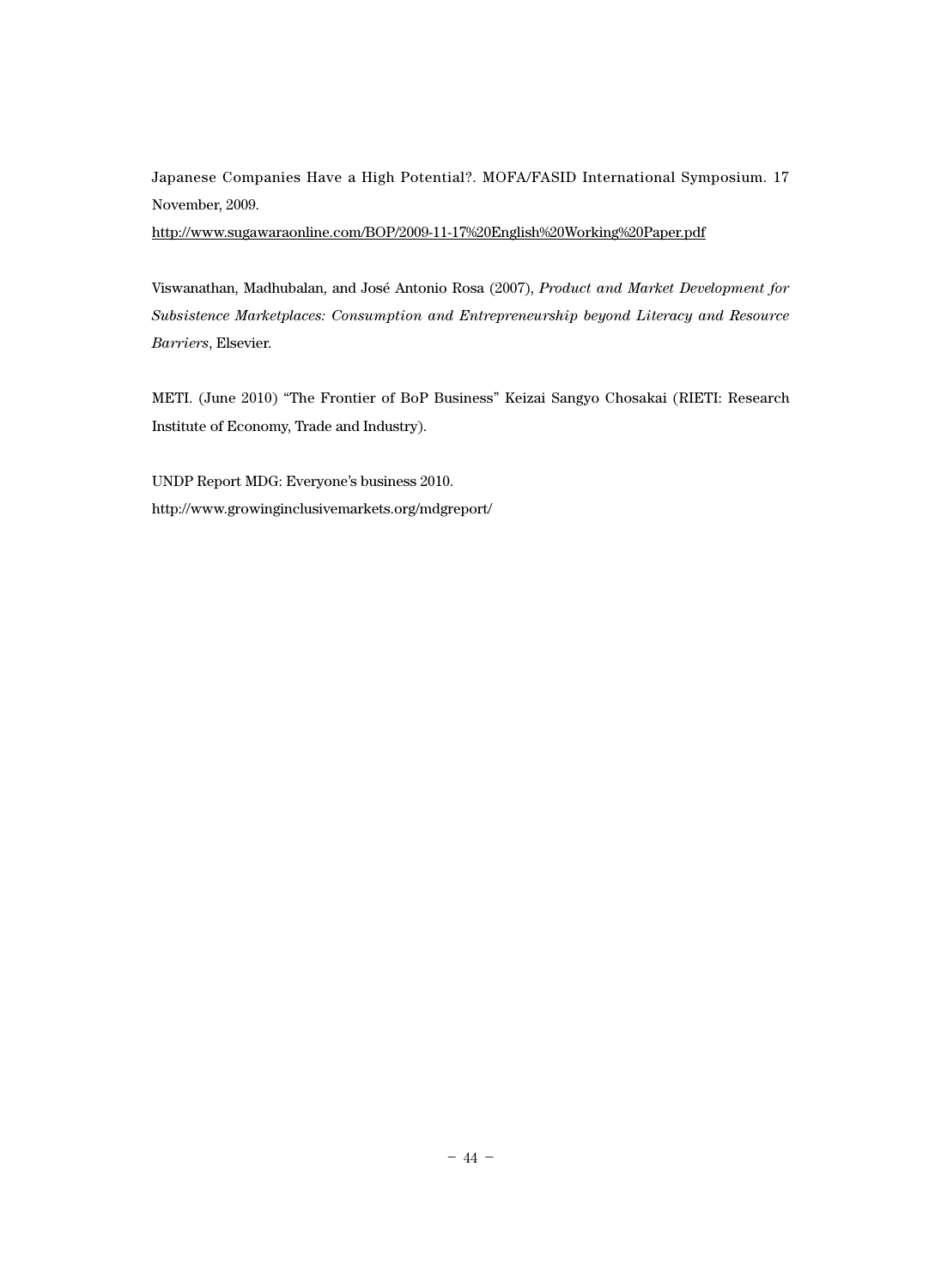Japanese Companies Have a High Potential?. MOFA/FASID International Symposium. 17 November, 2009.
http://www.sugawaraonline.com/BOP/2009-11-17%20English%20Working%20Paper.pdf

Viswanathan, Madhubalan, and José Antonio Rosa (2007), *Product and Market Development for Subsistence Marketplaces: Consumption and Entrepreneurship beyond Literacy and Resource Barriers*, Elsevier.

METI. (June 2010) "The Frontier of BoP Business" Keizai Sangyo Chosakai (RIETI: Research Institute of Economy, Trade and Industry).

UNDP Report MDG: Everyone's business 2010.
http://www.growinginclusivemarkets.org/mdgreport/